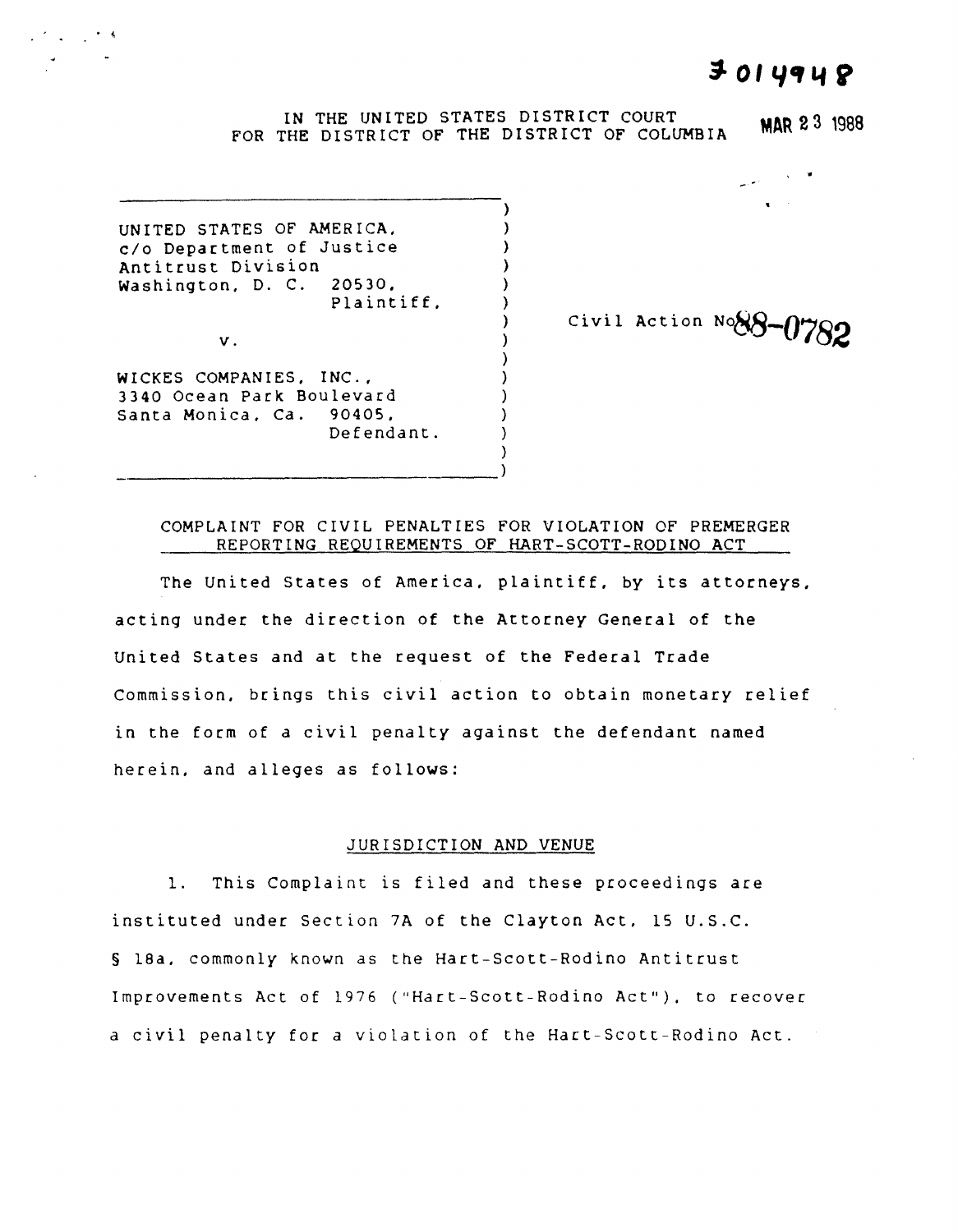3014948

IN THE UNITED STATES DISTRICT COURT
FOR THE DISTRICT OF THE DISTRICT OF COLUMBIA

MAR 23 1988

UNITED STATES OF AMERICA,
c/o Department of Justice
Antitrust Division
Washington, D. C. 20530,
Plaintiff,

v.

WICKES COMPANIES, INC.,
3340 Ocean Park Boulevard
Santa Monica, Ca. 90405,
Defendant.

Civil Action No. 88-0782

COMPLAINT FOR CIVIL PENALTIES FOR VIOLATION OF PREMERGER REPORTING REQUIREMENTS OF HART-SCOTT-RODINO ACT

The United States of America, plaintiff, by its attorneys, acting under the direction of the Attorney General of the United States and at the request of the Federal Trade Commission, brings this civil action to obtain monetary relief in the form of a civil penalty against the defendant named herein, and alleges as follows:

## JURISDICTION AND VENUE

1. This Complaint is filed and these proceedings are instituted under Section 7A of the Clayton Act, 15 U.S.C. § 18a, commonly known as the Hart-Scott-Rodino Antitrust Improvements Act of 1976 ("Hart-Scott-Rodino Act"), to recover a civil penalty for a violation of the Hart-Scott-Rodino Act.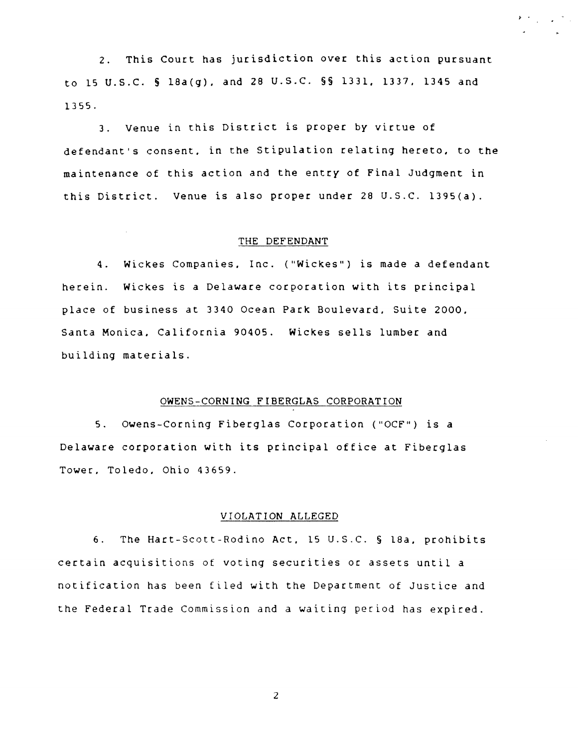2. This Court has jurisdiction over this action pursuant to 15 U.S.C. § 18a(g), and 28 U.S.C. §§ 1331, 1337, 1345 and 1355.

3. Venue in this District is proper by virtue of defendant's consent, in the Stipulation relating hereto, to the maintenance of this action and the entry of Final Judgment in this District. Venue is also proper under 28 U.S.C. 1395(a).

## THE DEFENDANT

4. Wickes Companies, Inc. ("Wickes") is made a defendant herein. Wickes is a Delaware corporation with its principal place of business at 3340 Ocean Park Boulevard, Suite 2000, Santa Monica, California 90405. Wickes sells lumber and building materials.

## OWENS-CORNING FIBERGLAS CORPORATION

5. Owens-Corning Fiberglas Corporation ("OCF") is a Delaware corporation with its principal office at Fiberglas Tower, Toledo, Ohio 43659.

## VIOLATION ALLEGED

6. The Hart-Scott-Rodino Act, 15 U.S.C. § 18a, prohibits certain acquisitions of voting securities or assets until a notification has been filed with the Department of Justice and the Federal Trade Commission and a waiting period has expired.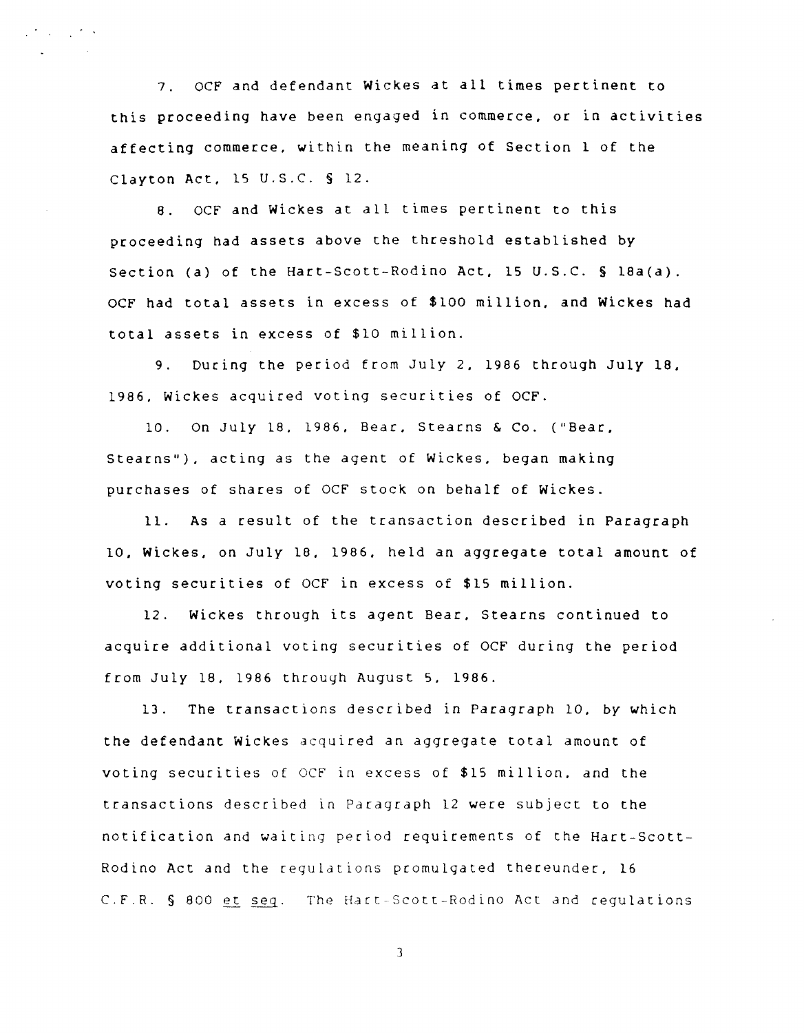7. OCF and defendant Wickes at all times pertinent to this proceeding have been engaged in commerce, or in activities affecting commerce, within the meaning of Section 1 of the Clayton Act, 15 U.S.C. § 12.

8. OCF and Wickes at all times pertinent to this proceeding had assets above the threshold established by Section (a) of the Hart-Scott-Rodino Act, 15 U.S.C. § 18a(a). OCF had total assets in excess of $100 million, and Wickes had total assets in excess of $10 million.

9. During the period from July 2, 1986 through July 18, 1986, Wickes acquired voting securities of OCF.

10. On July 18, 1986, Bear, Stearns & Co. ("Bear, Stearns"), acting as the agent of Wickes, began making purchases of shares of OCF stock on behalf of Wickes.

11. As a result of the transaction described in Paragraph 10, Wickes, on July 18, 1986, held an aggregate total amount of voting securities of OCF in excess of $15 million.

12. Wickes through its agent Bear, Stearns continued to acquire additional voting securities of OCF during the period from July 18, 1986 through August 5, 1986.

13. The transactions described in Paragraph 10, by which the defendant Wickes acquired an aggregate total amount of voting securities of OCF in excess of $15 million, and the transactions described in Paragraph 12 were subject to the notification and waiting period requirements of the Hart-Scott-Rodino Act and the regulations promulgated thereunder, 16 C.F.R. § 800 *et seq*. The Hart-Scott-Rodino Act and regulations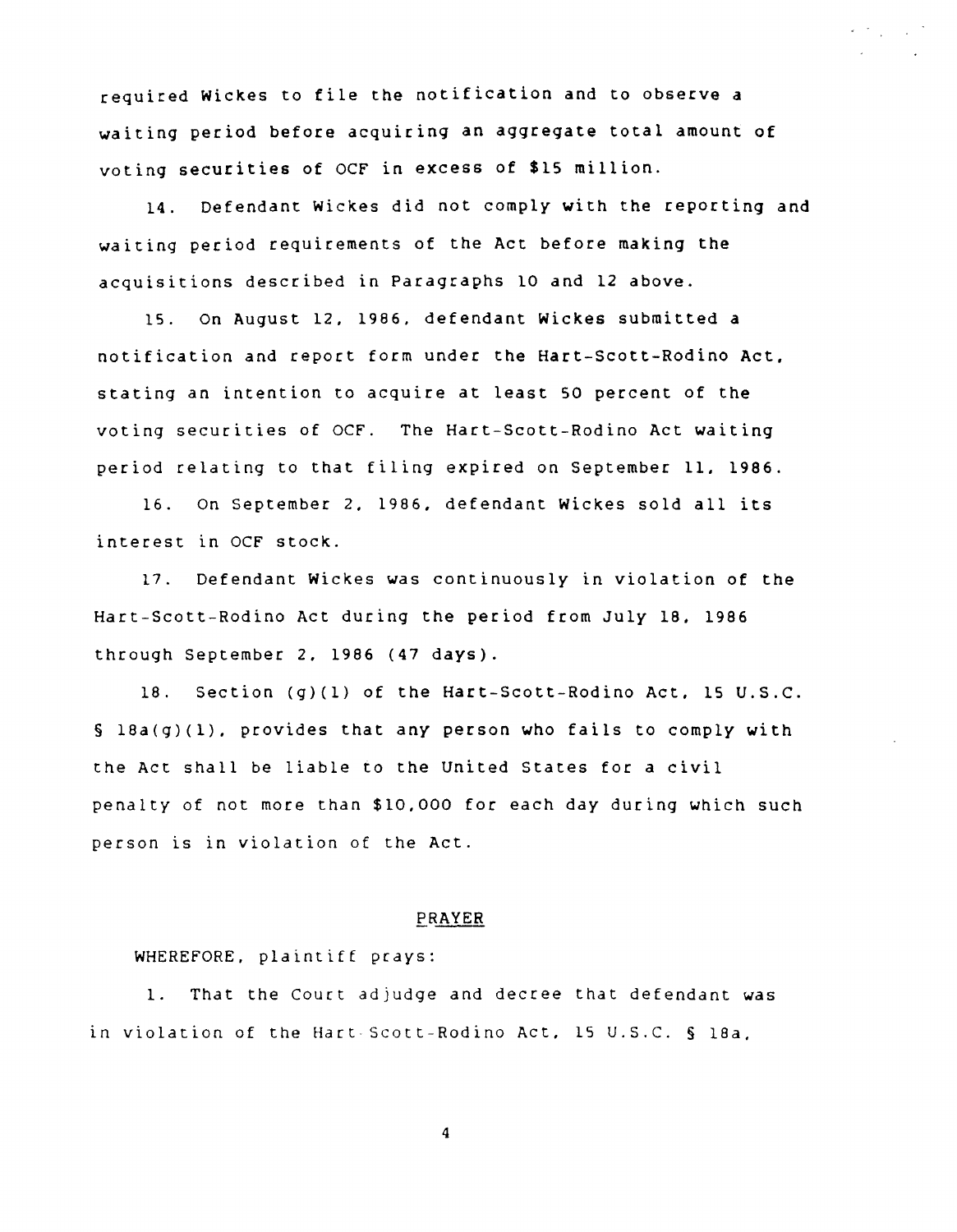required Wickes to file the notification and to observe a waiting period before acquiring an aggregate total amount of voting securities of OCF in excess of $15 million.

14. Defendant Wickes did not comply with the reporting and waiting period requirements of the Act before making the acquisitions described in Paragraphs 10 and 12 above.

15. On August 12, 1986, defendant Wickes submitted a notification and report form under the Hart-Scott-Rodino Act, stating an intention to acquire at least 50 percent of the voting securities of OCF. The Hart-Scott-Rodino Act waiting period relating to that filing expired on September 11, 1986.

16. On September 2, 1986, defendant Wickes sold all its interest in OCF stock.

17. Defendant Wickes was continuously in violation of the Hart-Scott-Rodino Act during the period from July 18, 1986 through September 2, 1986 (47 days).

18. Section (g)(1) of the Hart-Scott-Rodino Act, 15 U.S.C. § 18a(g)(1), provides that any person who fails to comply with the Act shall be liable to the United States for a civil penalty of not more than $10,000 for each day during which such person is in violation of the Act.

## PRAYER

WHEREFORE, plaintiff prays:

1. That the Court adjudge and decree that defendant was in violation of the Hart-Scott-Rodino Act, 15 U.S.C. § 18a,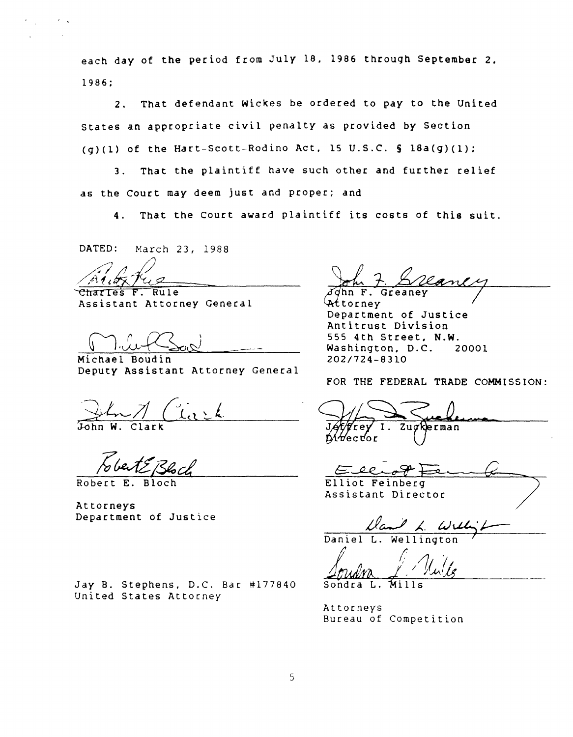each day of the period from July 18, 1986 through September 2, 1986;

2. That defendant Wickes be ordered to pay to the United States an appropriate civil penalty as provided by Section (g)(1) of the Hart-Scott-Rodino Act, 15 U.S.C. § 18a(g)(1);

3. That the plaintiff have such other and further relief as the Court may deem just and proper; and

4. That the Court award plaintiff its costs of this suit.

DATED: March 23, 1988

Charles F. Rule
Assistant Attorney General

Michael Boudin
Deputy Assistant Attorney General

John W. Clark

Robert E. Bloch

Attorneys
Department of Justice

Jay B. Stephens, D.C. Bar #177840
United States Attorney

John F. Greaney
Attorney
Department of Justice
Antitrust Division
555 4th Street, N.W.
Washington, D.C. 20001
202/724-8310

FOR THE FEDERAL TRADE COMMISSION:

Jeffrey I. Zuckerman
Director

Elliot Feinberg
Assistant Director

Daniel L. Wellington

Sondra L. Mills

Attorneys
Bureau of Competition